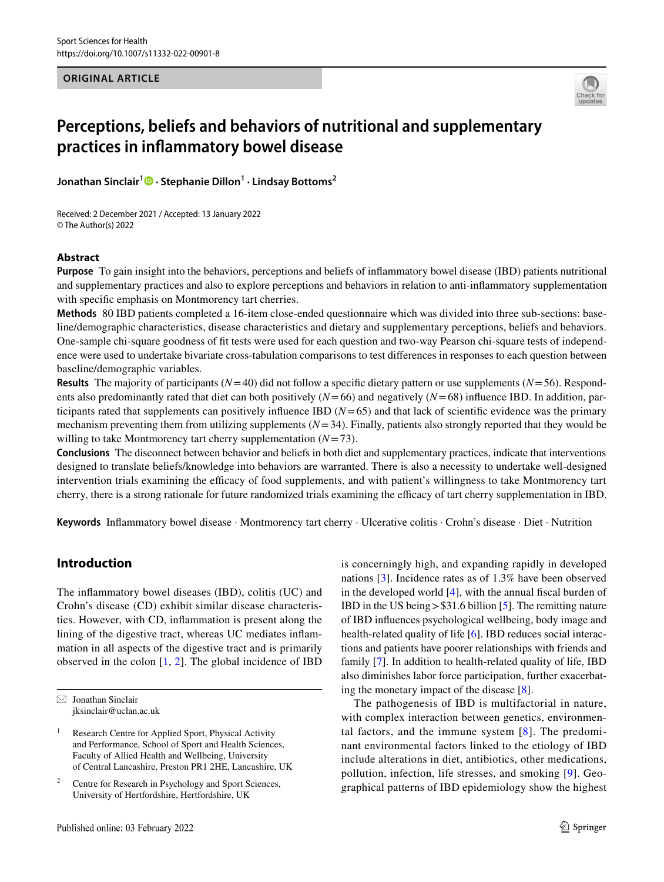ORIGINAL ARTICLE

# Perceptions, beliefs and behaviors of nutritional and supplementary practices in inflammatory bowel disease

**Jonathan Sinclair[1] · Stephanie Dillon[1] · Lindsay Bottoms[2]**

Received: 2 December 2021 / Accepted: 13 January 2022
© The Author(s) 2022

## Abstract

**Purpose** To gain insight into the behaviors, perceptions and beliefs of inflammatory bowel disease (IBD) patients nutritional and supplementary practices and also to explore perceptions and behaviors in relation to anti-inflammatory supplementation with specific emphasis on Montmorency tart cherries.

**Methods** 80 IBD patients completed a 16-item close-ended questionnaire which was divided into three sub-sections: baseline/demographic characteristics, disease characteristics and dietary and supplementary perceptions, beliefs and behaviors. One-sample chi-square goodness of fit tests were used for each question and two-way Pearson chi-square tests of independence were used to undertake bivariate cross-tabulation comparisons to test differences in responses to each question between baseline/demographic variables.

**Results** The majority of participants ($N=40$) did not follow a specific dietary pattern or use supplements ($N=56$). Respondents also predominantly rated that diet can both positively ($N=66$) and negatively ($N=68$) influence IBD. In addition, participants rated that supplements can positively influence IBD ($N=65$) and that lack of scientific evidence was the primary mechanism preventing them from utilizing supplements ($N=34$). Finally, patients also strongly reported that they would be willing to take Montmorency tart cherry supplementation ($N=73$).

**Conclusions** The disconnect between behavior and beliefs in both diet and supplementary practices, indicate that interventions designed to translate beliefs/knowledge into behaviors are warranted. There is also a necessity to undertake well-designed intervention trials examining the efficacy of food supplements, and with patient's willingness to take Montmorency tart cherry, there is a strong rationale for future randomized trials examining the efficacy of tart cherry supplementation in IBD.

**Keywords** Inflammatory bowel disease · Montmorency tart cherry · Ulcerative colitis · Crohn's disease · Diet · Nutrition

## Introduction

The inflammatory bowel diseases (IBD), colitis (UC) and Crohn's disease (CD) exhibit similar disease characteristics. However, with CD, inflammation is present along the lining of the digestive tract, whereas UC mediates inflammation in all aspects of the digestive tract and is primarily observed in the colon [1, 2]. The global incidence of IBD is concerningly high, and expanding rapidly in developed nations [3]. Incidence rates as of 1.3% have been observed in the developed world [4], with the annual fiscal burden of IBD in the US being > $31.6 billion [5]. The remitting nature of IBD influences psychological wellbeing, body image and health-related quality of life [6]. IBD reduces social interactions and patients have poorer relationships with friends and family [7]. In addition to health-related quality of life, IBD also diminishes labor force participation, further exacerbating the monetary impact of the disease [8].

The pathogenesis of IBD is multifactorial in nature, with complex interaction between genetics, environmental factors, and the immune system [8]. The predominant environmental factors linked to the etiology of IBD include alterations in diet, antibiotics, other medications, pollution, infection, life stresses, and smoking [9]. Geographical patterns of IBD epidemiology show the highest

---

✉ Jonathan Sinclair
jksinclair@uclan.ac.uk

[1] Research Centre for Applied Sport, Physical Activity and Performance, School of Sport and Health Sciences, Faculty of Allied Health and Wellbeing, University of Central Lancashire, Preston PR1 2HE, Lancashire, UK

[2] Centre for Research in Psychology and Sport Sciences, University of Hertfordshire, Hertfordshire, UK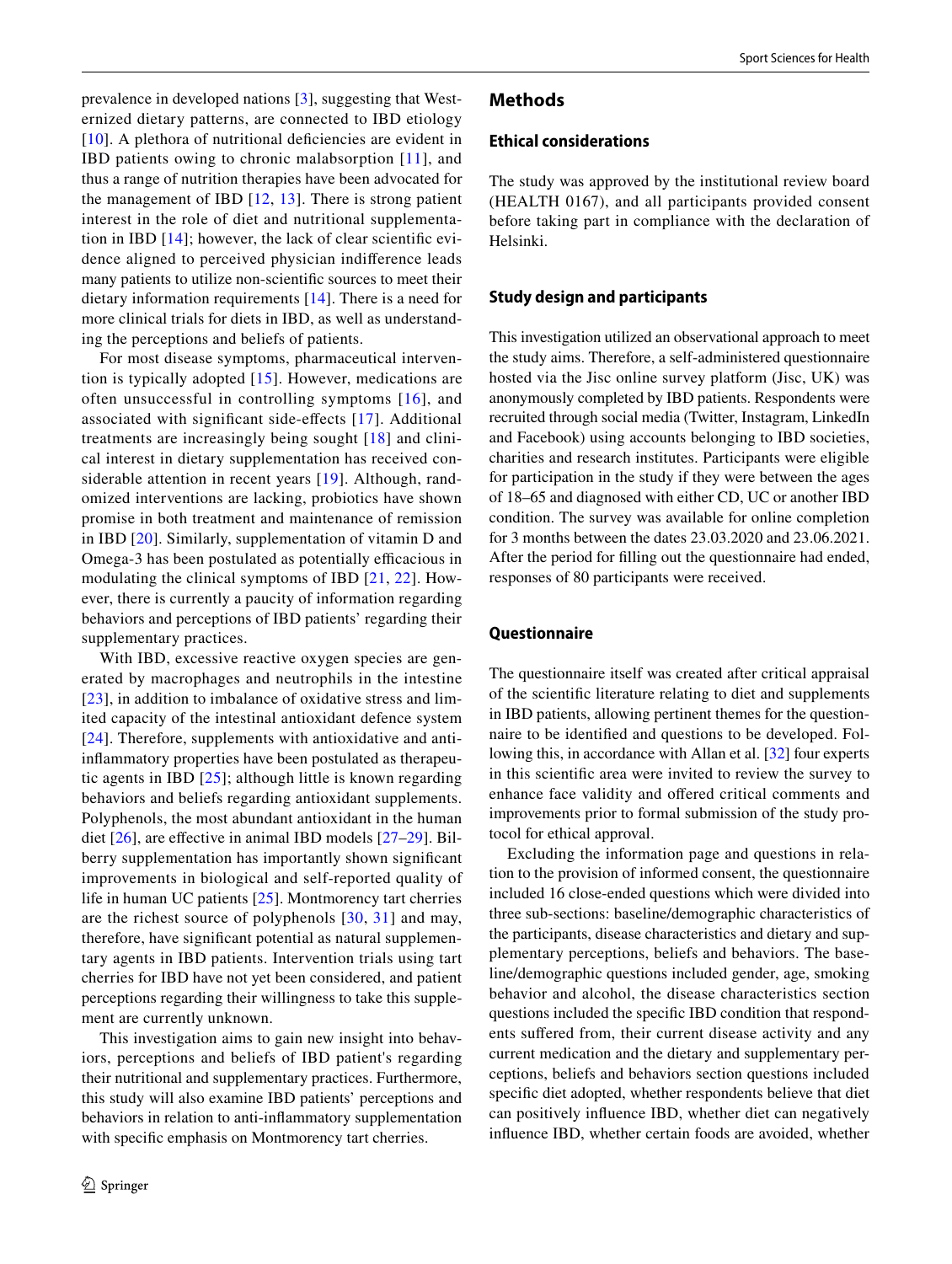prevalence in developed nations [3], suggesting that Westernized dietary patterns, are connected to IBD etiology [10]. A plethora of nutritional deficiencies are evident in IBD patients owing to chronic malabsorption [11], and thus a range of nutrition therapies have been advocated for the management of IBD [12, 13]. There is strong patient interest in the role of diet and nutritional supplementation in IBD [14]; however, the lack of clear scientific evidence aligned to perceived physician indifference leads many patients to utilize non-scientific sources to meet their dietary information requirements [14]. There is a need for more clinical trials for diets in IBD, as well as understanding the perceptions and beliefs of patients.

For most disease symptoms, pharmaceutical intervention is typically adopted [15]. However, medications are often unsuccessful in controlling symptoms [16], and associated with significant side-effects [17]. Additional treatments are increasingly being sought [18] and clinical interest in dietary supplementation has received considerable attention in recent years [19]. Although, randomized interventions are lacking, probiotics have shown promise in both treatment and maintenance of remission in IBD [20]. Similarly, supplementation of vitamin D and Omega-3 has been postulated as potentially efficacious in modulating the clinical symptoms of IBD [21, 22]. However, there is currently a paucity of information regarding behaviors and perceptions of IBD patients' regarding their supplementary practices.

With IBD, excessive reactive oxygen species are generated by macrophages and neutrophils in the intestine [23], in addition to imbalance of oxidative stress and limited capacity of the intestinal antioxidant defence system [24]. Therefore, supplements with antioxidative and anti-inflammatory properties have been postulated as therapeutic agents in IBD [25]; although little is known regarding behaviors and beliefs regarding antioxidant supplements. Polyphenols, the most abundant antioxidant in the human diet [26], are effective in animal IBD models [27–29]. Bilberry supplementation has importantly shown significant improvements in biological and self-reported quality of life in human UC patients [25]. Montmorency tart cherries are the richest source of polyphenols [30, 31] and may, therefore, have significant potential as natural supplementary agents in IBD patients. Intervention trials using tart cherries for IBD have not yet been considered, and patient perceptions regarding their willingness to take this supplement are currently unknown.

This investigation aims to gain new insight into behaviors, perceptions and beliefs of IBD patient's regarding their nutritional and supplementary practices. Furthermore, this study will also examine IBD patients' perceptions and behaviors in relation to anti-inflammatory supplementation with specific emphasis on Montmorency tart cherries.

## Methods

### Ethical considerations

The study was approved by the institutional review board (HEALTH 0167), and all participants provided consent before taking part in compliance with the declaration of Helsinki.

### Study design and participants

This investigation utilized an observational approach to meet the study aims. Therefore, a self-administered questionnaire hosted via the Jisc online survey platform (Jisc, UK) was anonymously completed by IBD patients. Respondents were recruited through social media (Twitter, Instagram, LinkedIn and Facebook) using accounts belonging to IBD societies, charities and research institutes. Participants were eligible for participation in the study if they were between the ages of 18–65 and diagnosed with either CD, UC or another IBD condition. The survey was available for online completion for 3 months between the dates 23.03.2020 and 23.06.2021. After the period for filling out the questionnaire had ended, responses of 80 participants were received.

### Questionnaire

The questionnaire itself was created after critical appraisal of the scientific literature relating to diet and supplements in IBD patients, allowing pertinent themes for the questionnaire to be identified and questions to be developed. Following this, in accordance with Allan et al. [32] four experts in this scientific area were invited to review the survey to enhance face validity and offered critical comments and improvements prior to formal submission of the study protocol for ethical approval.

Excluding the information page and questions in relation to the provision of informed consent, the questionnaire included 16 close-ended questions which were divided into three sub-sections: baseline/demographic characteristics of the participants, disease characteristics and dietary and supplementary perceptions, beliefs and behaviors. The baseline/demographic questions included gender, age, smoking behavior and alcohol, the disease characteristics section questions included the specific IBD condition that respondents suffered from, their current disease activity and any current medication and the dietary and supplementary perceptions, beliefs and behaviors section questions included specific diet adopted, whether respondents believe that diet can positively influence IBD, whether diet can negatively influence IBD, whether certain foods are avoided, whether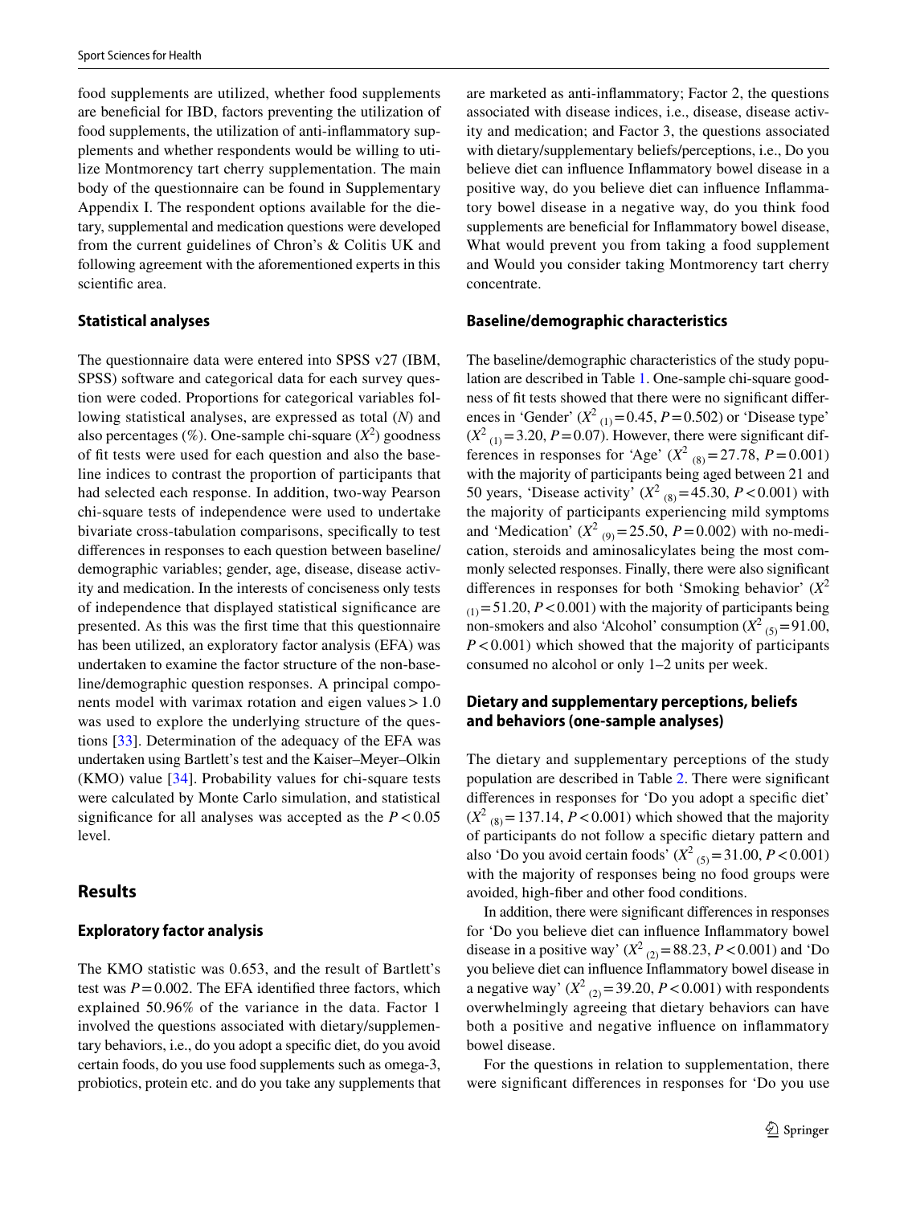food supplements are utilized, whether food supplements are beneficial for IBD, factors preventing the utilization of food supplements, the utilization of anti-inflammatory supplements and whether respondents would be willing to utilize Montmorency tart cherry supplementation. The main body of the questionnaire can be found in Supplementary Appendix I. The respondent options available for the dietary, supplemental and medication questions were developed from the current guidelines of Chron's & Colitis UK and following agreement with the aforementioned experts in this scientific area.

### Statistical analyses

The questionnaire data were entered into SPSS v27 (IBM, SPSS) software and categorical data for each survey question were coded. Proportions for categorical variables following statistical analyses, are expressed as total (*N*) and also percentages (%). One-sample chi-square ($X^2$) goodness of fit tests were used for each question and also the baseline indices to contrast the proportion of participants that had selected each response. In addition, two-way Pearson chi-square tests of independence were used to undertake bivariate cross-tabulation comparisons, specifically to test differences in responses to each question between baseline/demographic variables; gender, age, disease, disease activity and medication. In the interests of conciseness only tests of independence that displayed statistical significance are presented. As this was the first time that this questionnaire has been utilized, an exploratory factor analysis (EFA) was undertaken to examine the factor structure of the non-baseline/demographic question responses. A principal components model with varimax rotation and eigen values > 1.0 was used to explore the underlying structure of the questions [33]. Determination of the adequacy of the EFA was undertaken using Bartlett's test and the Kaiser–Meyer–Olkin (KMO) value [34]. Probability values for chi-square tests were calculated by Monte Carlo simulation, and statistical significance for all analyses was accepted as the $P < 0.05$ level.

## Results

### Exploratory factor analysis

The KMO statistic was 0.653, and the result of Bartlett's test was $P = 0.002$. The EFA identified three factors, which explained 50.96% of the variance in the data. Factor 1 involved the questions associated with dietary/supplementary behaviors, i.e., do you adopt a specific diet, do you avoid certain foods, do you use food supplements such as omega-3, probiotics, protein etc. and do you take any supplements that are marketed as anti-inflammatory; Factor 2, the questions associated with disease indices, i.e., disease, disease activity and medication; and Factor 3, the questions associated with dietary/supplementary beliefs/perceptions, i.e., Do you believe diet can influence Inflammatory bowel disease in a positive way, do you believe diet can influence Inflammatory bowel disease in a negative way, do you think food supplements are beneficial for Inflammatory bowel disease, What would prevent you from taking a food supplement and Would you consider taking Montmorency tart cherry concentrate.

### Baseline/demographic characteristics

The baseline/demographic characteristics of the study population are described in Table 1. One-sample chi-square goodness of fit tests showed that there were no significant differences in 'Gender' ($X^2_{(1)} = 0.45$, $P = 0.502$) or 'Disease type' ($X^2_{(1)} = 3.20$, $P = 0.07$). However, there were significant differences in responses for 'Age' ($X^2_{(8)} = 27.78$, $P = 0.001$) with the majority of participants being aged between 21 and 50 years, 'Disease activity' ($X^2_{(8)} = 45.30$, $P < 0.001$) with the majority of participants experiencing mild symptoms and 'Medication' ($X^2_{(9)} = 25.50$, $P = 0.002$) with no-medication, steroids and aminosalicylates being the most commonly selected responses. Finally, there were also significant differences in responses for both 'Smoking behavior' ($X^2_{(1)} = 51.20$, $P < 0.001$) with the majority of participants being non-smokers and also 'Alcohol' consumption ($X^2_{(5)} = 91.00$, $P < 0.001$) which showed that the majority of participants consumed no alcohol or only 1–2 units per week.

### Dietary and supplementary perceptions, beliefs and behaviors (one-sample analyses)

The dietary and supplementary perceptions of the study population are described in Table 2. There were significant differences in responses for 'Do you adopt a specific diet' ($X^2_{(8)} = 137.14$, $P < 0.001$) which showed that the majority of participants do not follow a specific dietary pattern and also 'Do you avoid certain foods' ($X^2_{(5)} = 31.00$, $P < 0.001$) with the majority of responses being no food groups were avoided, high-fiber and other food conditions.

In addition, there were significant differences in responses for 'Do you believe diet can influence Inflammatory bowel disease in a positive way' ($X^2_{(2)} = 88.23$, $P < 0.001$) and 'Do you believe diet can influence Inflammatory bowel disease in a negative way' ($X^2_{(2)} = 39.20$, $P < 0.001$) with respondents overwhelmingly agreeing that dietary behaviors can have both a positive and negative influence on inflammatory bowel disease.

For the questions in relation to supplementation, there were significant differences in responses for 'Do you use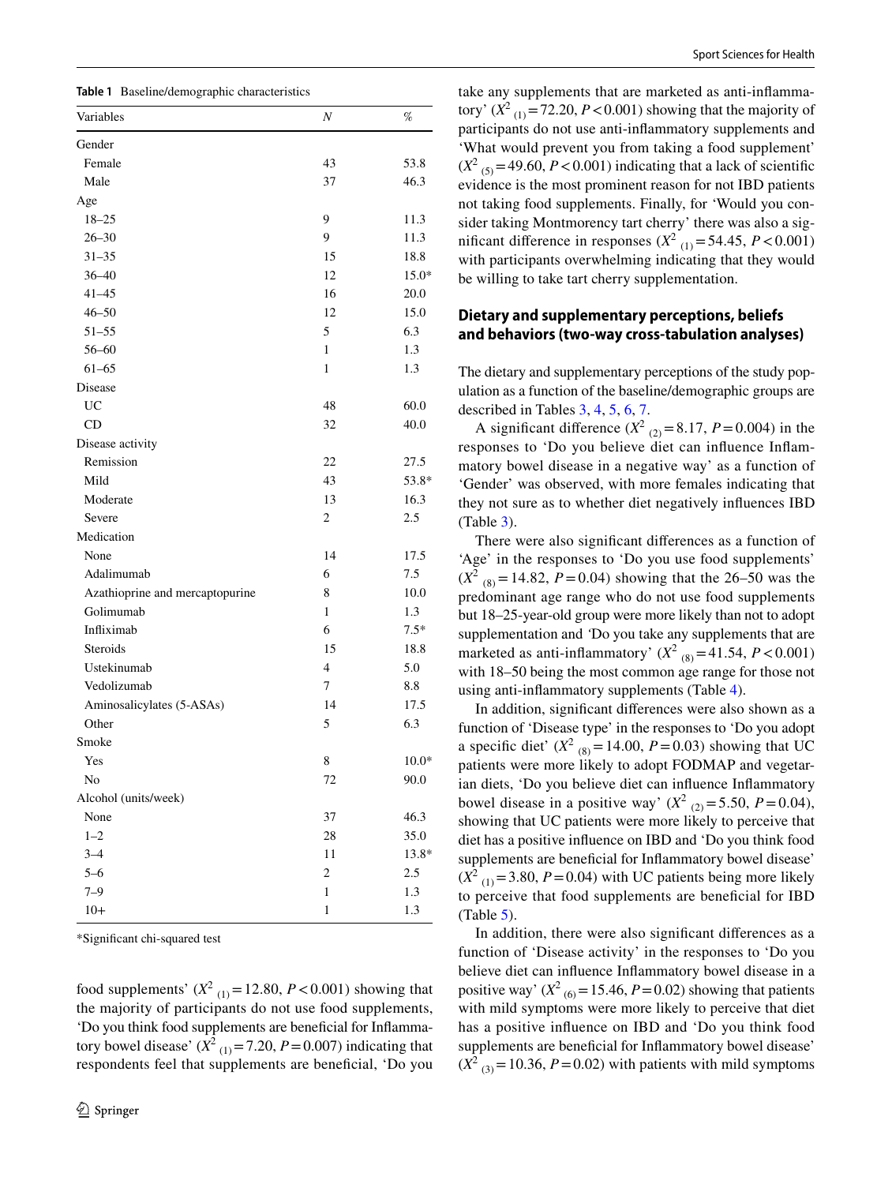**Table 1** Baseline/demographic characteristics

| Variables | *N* | % |
|---|---|---|
| Gender | | |
| Female | 43 | 53.8 |
| Male | 37 | 46.3 |
| Age | | |
| 18–25 | 9 | 11.3 |
| 26–30 | 9 | 11.3 |
| 31–35 | 15 | 18.8 |
| 36–40 | 12 | 15.0* |
| 41–45 | 16 | 20.0 |
| 46–50 | 12 | 15.0 |
| 51–55 | 5 | 6.3 |
| 56–60 | 1 | 1.3 |
| 61–65 | 1 | 1.3 |
| Disease | | |
| UC | 48 | 60.0 |
| CD | 32 | 40.0 |
| Disease activity | | |
| Remission | 22 | 27.5 |
| Mild | 43 | 53.8* |
| Moderate | 13 | 16.3 |
| Severe | 2 | 2.5 |
| Medication | | |
| None | 14 | 17.5 |
| Adalimumab | 6 | 7.5 |
| Azathioprine and mercaptopurine | 8 | 10.0 |
| Golimumab | 1 | 1.3 |
| Infliximab | 6 | 7.5* |
| Steroids | 15 | 18.8 |
| Ustekinumab | 4 | 5.0 |
| Vedolizumab | 7 | 8.8 |
| Aminosalicylates (5-ASAs) | 14 | 17.5 |
| Other | 5 | 6.3 |
| Smoke | | |
| Yes | 8 | 10.0* |
| No | 72 | 90.0 |
| Alcohol (units/week) | | |
| None | 37 | 46.3 |
| 1–2 | 28 | 35.0 |
| 3–4 | 11 | 13.8* |
| 5–6 | 2 | 2.5 |
| 7–9 | 1 | 1.3 |
| 10+ | 1 | 1.3 |

*Significant chi-squared test

food supplements' ($X^2_{(1)} = 12.80$, $P < 0.001$) showing that the majority of participants do not use food supplements, 'Do you think food supplements are beneficial for Inflammatory bowel disease' ($X^2_{(1)} = 7.20$, $P = 0.007$) indicating that respondents feel that supplements are beneficial, 'Do you take any supplements that are marketed as anti-inflammatory' ($X^2_{(1)} = 72.20$, $P < 0.001$) showing that the majority of participants do not use anti-inflammatory supplements and 'What would prevent you from taking a food supplement' ($X^2_{(5)} = 49.60$, $P < 0.001$) indicating that a lack of scientific evidence is the most prominent reason for not IBD patients not taking food supplements. Finally, for 'Would you consider taking Montmorency tart cherry' there was also a significant difference in responses ($X^2_{(1)} = 54.45$, $P < 0.001$) with participants overwhelming indicating that they would be willing to take tart cherry supplementation.

## Dietary and supplementary perceptions, beliefs and behaviors (two-way cross-tabulation analyses)

The dietary and supplementary perceptions of the study population as a function of the baseline/demographic groups are described in Tables 3, 4, 5, 6, 7.

A significant difference ($X^2_{(2)} = 8.17$, $P = 0.004$) in the responses to 'Do you believe diet can influence Inflammatory bowel disease in a negative way' as a function of 'Gender' was observed, with more females indicating that they not sure as to whether diet negatively influences IBD (Table 3).

There were also significant differences as a function of 'Age' in the responses to 'Do you use food supplements' ($X^2_{(8)} = 14.82$, $P = 0.04$) showing that the 26–50 was the predominant age range who do not use food supplements but 18–25-year-old group were more likely than not to adopt supplementation and 'Do you take any supplements that are marketed as anti-inflammatory' ($X^2_{(8)} = 41.54$, $P < 0.001$) with 18–50 being the most common age range for those not using anti-inflammatory supplements (Table 4).

In addition, significant differences were also shown as a function of 'Disease type' in the responses to 'Do you adopt a specific diet' ($X^2_{(8)} = 14.00$, $P = 0.03$) showing that UC patients were more likely to adopt FODMAP and vegetarian diets, 'Do you believe diet can influence Inflammatory bowel disease in a positive way' ($X^2_{(2)} = 5.50$, $P = 0.04$), showing that UC patients were more likely to perceive that diet has a positive influence on IBD and 'Do you think food supplements are beneficial for Inflammatory bowel disease' ($X^2_{(1)} = 3.80$, $P = 0.04$) with UC patients being more likely to perceive that food supplements are beneficial for IBD (Table 5).

In addition, there were also significant differences as a function of 'Disease activity' in the responses to 'Do you believe diet can influence Inflammatory bowel disease in a positive way' ($X^2_{(6)} = 15.46$, $P = 0.02$) showing that patients with mild symptoms were more likely to perceive that diet has a positive influence on IBD and 'Do you think food supplements are beneficial for Inflammatory bowel disease' ($X^2_{(3)} = 10.36$, $P = 0.02$) with patients with mild symptoms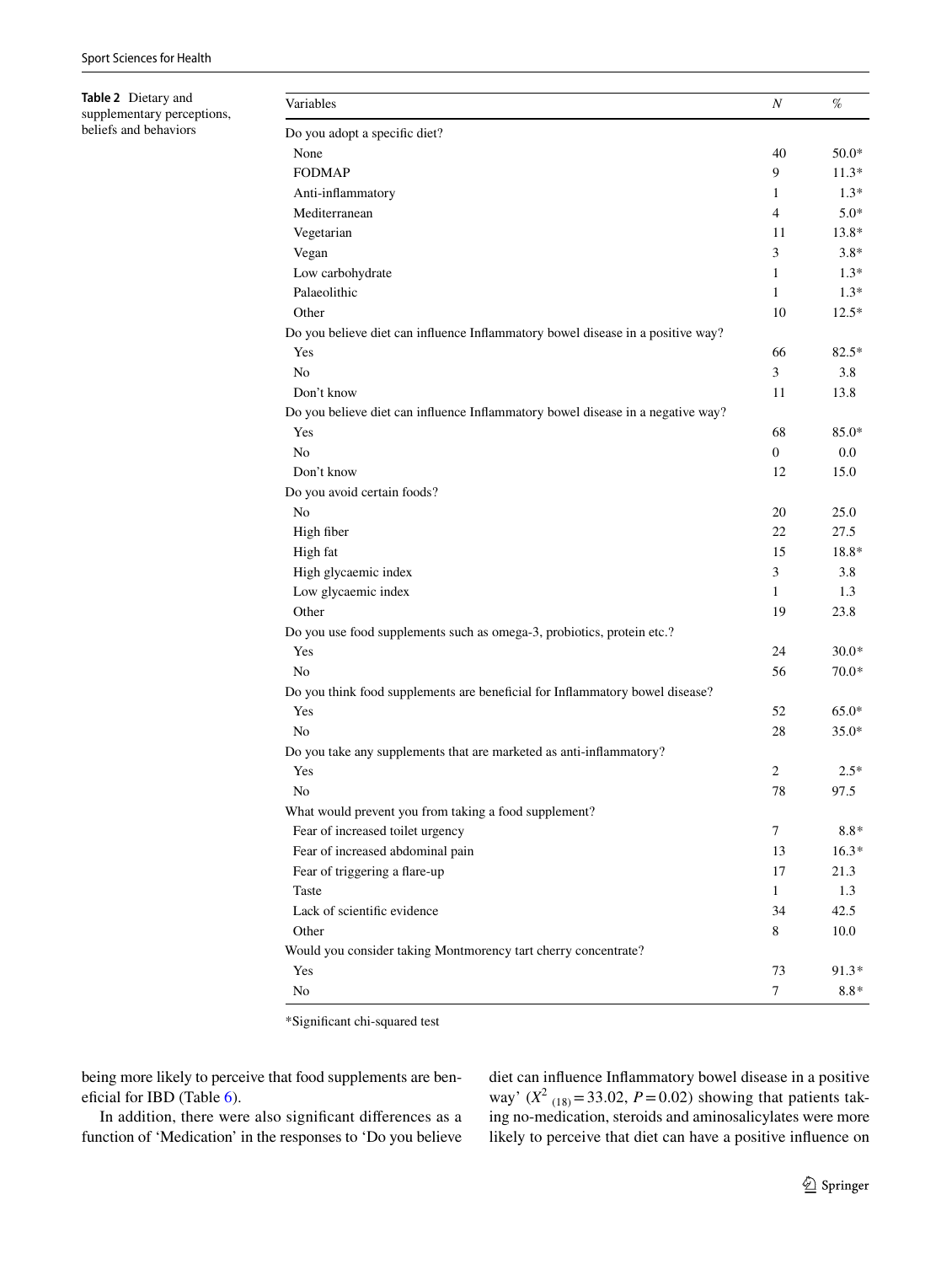**Table 2** Dietary and supplementary perceptions, beliefs and behaviors

| Variables | N | % |
|---|---|---|
| Do you adopt a specific diet? | | |
| None | 40 | 50.0* |
| FODMAP | 9 | 11.3* |
| Anti-inflammatory | 1 | 1.3* |
| Mediterranean | 4 | 5.0* |
| Vegetarian | 11 | 13.8* |
| Vegan | 3 | 3.8* |
| Low carbohydrate | 1 | 1.3* |
| Palaeolithic | 1 | 1.3* |
| Other | 10 | 12.5* |
| Do you believe diet can influence Inflammatory bowel disease in a positive way? | | |
| Yes | 66 | 82.5* |
| No | 3 | 3.8 |
| Don't know | 11 | 13.8 |
| Do you believe diet can influence Inflammatory bowel disease in a negative way? | | |
| Yes | 68 | 85.0* |
| No | 0 | 0.0 |
| Don't know | 12 | 15.0 |
| Do you avoid certain foods? | | |
| No | 20 | 25.0 |
| High fiber | 22 | 27.5 |
| High fat | 15 | 18.8* |
| High glycaemic index | 3 | 3.8 |
| Low glycaemic index | 1 | 1.3 |
| Other | 19 | 23.8 |
| Do you use food supplements such as omega-3, probiotics, protein etc.? | | |
| Yes | 24 | 30.0* |
| No | 56 | 70.0* |
| Do you think food supplements are beneficial for Inflammatory bowel disease? | | |
| Yes | 52 | 65.0* |
| No | 28 | 35.0* |
| Do you take any supplements that are marketed as anti-inflammatory? | | |
| Yes | 2 | 2.5* |
| No | 78 | 97.5 |
| What would prevent you from taking a food supplement? | | |
| Fear of increased toilet urgency | 7 | 8.8* |
| Fear of increased abdominal pain | 13 | 16.3* |
| Fear of triggering a flare-up | 17 | 21.3 |
| Taste | 1 | 1.3 |
| Lack of scientific evidence | 34 | 42.5 |
| Other | 8 | 10.0 |
| Would you consider taking Montmorency tart cherry concentrate? | | |
| Yes | 73 | 91.3* |
| No | 7 | 8.8* |

*Significant chi-squared test

being more likely to perceive that food supplements are beneficial for IBD (Table 6).

In addition, there were also significant differences as a function of 'Medication' in the responses to 'Do you believe diet can influence Inflammatory bowel disease in a positive way' ($X^2_{(18)} = 33.02$, $P = 0.02$) showing that patients taking no-medication, steroids and aminosalicylates were more likely to perceive that diet can have a positive influence on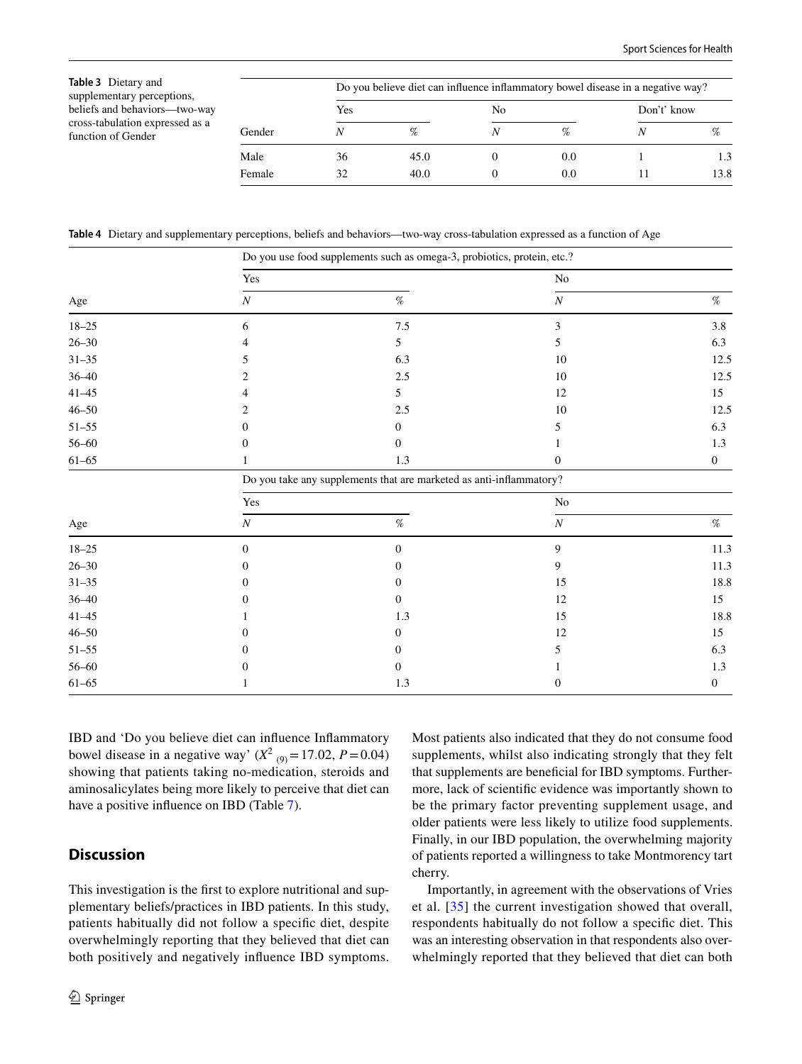**Table 3** Dietary and supplementary perceptions, beliefs and behaviors—two-way cross-tabulation expressed as a function of Gender

| | Do you believe diet can influence inflammatory bowel disease in a negative way? | | | | | |
|---|---|---|---|---|---|---|
| | Yes | | No | | Don't' know | |
| Gender | *N* | % | *N* | % | *N* | % |
| Male | 36 | 45.0 | 0 | 0.0 | 1 | 1.3 |
| Female | 32 | 40.0 | 0 | 0.0 | 11 | 13.8 |

**Table 4** Dietary and supplementary perceptions, beliefs and behaviors—two-way cross-tabulation expressed as a function of Age

| | Do you use food supplements such as omega-3, probiotics, protein, etc.? | | | |
|---|---|---|---|---|
| | Yes | | No | |
| Age | *N* | % | *N* | % |
| 18–25 | 6 | 7.5 | 3 | 3.8 |
| 26–30 | 4 | 5 | 5 | 6.3 |
| 31–35 | 5 | 6.3 | 10 | 12.5 |
| 36–40 | 2 | 2.5 | 10 | 12.5 |
| 41–45 | 4 | 5 | 12 | 15 |
| 46–50 | 2 | 2.5 | 10 | 12.5 |
| 51–55 | 0 | 0 | 5 | 6.3 |
| 56–60 | 0 | 0 | 1 | 1.3 |
| 61–65 | 1 | 1.3 | 0 | 0 |
| | Do you take any supplements that are marketed as anti-inflammatory? | | | |
| | Yes | | No | |
| Age | *N* | % | *N* | % |
| 18–25 | 0 | 0 | 9 | 11.3 |
| 26–30 | 0 | 0 | 9 | 11.3 |
| 31–35 | 0 | 0 | 15 | 18.8 |
| 36–40 | 0 | 0 | 12 | 15 |
| 41–45 | 1 | 1.3 | 15 | 18.8 |
| 46–50 | 0 | 0 | 12 | 15 |
| 51–55 | 0 | 0 | 5 | 6.3 |
| 56–60 | 0 | 0 | 1 | 1.3 |
| 61–65 | 1 | 1.3 | 0 | 0 |

IBD and 'Do you believe diet can influence Inflammatory bowel disease in a negative way' ($X^2_{(9)} = 17.02$, $P = 0.04$) showing that patients taking no-medication, steroids and aminosalicylates being more likely to perceive that diet can have a positive influence on IBD (Table 7).

## Discussion

This investigation is the first to explore nutritional and supplementary beliefs/practices in IBD patients. In this study, patients habitually did not follow a specific diet, despite overwhelmingly reporting that they believed that diet can both positively and negatively influence IBD symptoms. Most patients also indicated that they do not consume food supplements, whilst also indicating strongly that they felt that supplements are beneficial for IBD symptoms. Furthermore, lack of scientific evidence was importantly shown to be the primary factor preventing supplement usage, and older patients were less likely to utilize food supplements. Finally, in our IBD population, the overwhelming majority of patients reported a willingness to take Montmorency tart cherry.

Importantly, in agreement with the observations of Vries et al. [35] the current investigation showed that overall, respondents habitually do not follow a specific diet. This was an interesting observation in that respondents also overwhelmingly reported that they believed that diet can both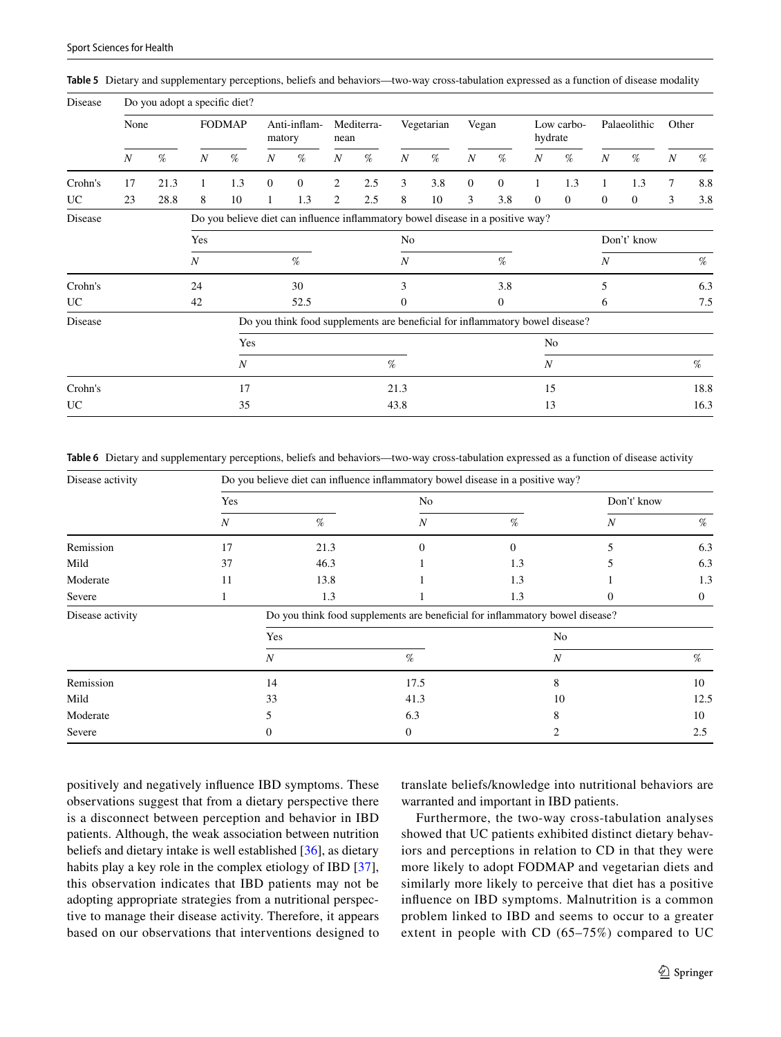**Table 5** Dietary and supplementary perceptions, beliefs and behaviors—two-way cross-tabulation expressed as a function of disease modality

| Disease | Do you adopt a specific diet? | | | | | | | | | | | | | | | | | |
|---|---|---|---|---|---|---|---|---|---|---|---|---|---|---|---|---|---|---|
| | None | | FODMAP | | Anti-inflammatory | | Mediterranean | | Vegetarian | | Vegan | | Low carbohydrate | | Palaeolithic | | Other | |
| | *N* | % | *N* | % | *N* | % | *N* | % | *N* | % | *N* | % | *N* | % | *N* | % | *N* | % |
| Crohn's | 17 | 21.3 | 1 | 1.3 | 0 | 0 | 2 | 2.5 | 3 | 3.8 | 0 | 0 | 1 | 1.3 | 1 | 1.3 | 7 | 8.8 |
| UC | 23 | 28.8 | 8 | 10 | 1 | 1.3 | 2 | 2.5 | 8 | 10 | 3 | 3.8 | 0 | 0 | 0 | 0 | 3 | 3.8 |

| Disease | Do you believe diet can influence inflammatory bowel disease in a positive way? | | | | | |
|---|---|---|---|---|---|---|
| | Yes | | No | | Don't' know | |
| | *N* | % | *N* | % | *N* | % |
| Crohn's | 24 | 30 | 3 | 3.8 | 5 | 6.3 |
| UC | 42 | 52.5 | 0 | 0 | 6 | 7.5 |

| Disease | Do you think food supplements are beneficial for inflammatory bowel disease? | | | |
|---|---|---|---|---|
| | Yes | | No | |
| | *N* | % | *N* | % |
| Crohn's | 17 | 21.3 | 15 | 18.8 |
| UC | 35 | 43.8 | 13 | 16.3 |

**Table 6** Dietary and supplementary perceptions, beliefs and behaviors—two-way cross-tabulation expressed as a function of disease activity

| Disease activity | Do you believe diet can influence inflammatory bowel disease in a positive way? | | | | | |
|---|---|---|---|---|---|---|
| | Yes | | No | | Don't' know | |
| | *N* | % | *N* | % | *N* | % |
| Remission | 17 | 21.3 | 0 | 0 | 5 | 6.3 |
| Mild | 37 | 46.3 | 1 | 1.3 | 5 | 6.3 |
| Moderate | 11 | 13.8 | 1 | 1.3 | 1 | 1.3 |
| Severe | 1 | 1.3 | 1 | 1.3 | 0 | 0 |

| Disease activity | Do you think food supplements are beneficial for inflammatory bowel disease? | | | |
|---|---|---|---|---|
| | Yes | | No | |
| | *N* | % | *N* | % |
| Remission | 14 | 17.5 | 8 | 10 |
| Mild | 33 | 41.3 | 10 | 12.5 |
| Moderate | 5 | 6.3 | 8 | 10 |
| Severe | 0 | 0 | 2 | 2.5 |

positively and negatively influence IBD symptoms. These observations suggest that from a dietary perspective there is a disconnect between perception and behavior in IBD patients. Although, the weak association between nutrition beliefs and dietary intake is well established [36], as dietary habits play a key role in the complex etiology of IBD [37], this observation indicates that IBD patients may not be adopting appropriate strategies from a nutritional perspective to manage their disease activity. Therefore, it appears based on our observations that interventions designed to translate beliefs/knowledge into nutritional behaviors are warranted and important in IBD patients.

Furthermore, the two-way cross-tabulation analyses showed that UC patients exhibited distinct dietary behaviors and perceptions in relation to CD in that they were more likely to adopt FODMAP and vegetarian diets and similarly more likely to perceive that diet has a positive influence on IBD symptoms. Malnutrition is a common problem linked to IBD and seems to occur to a greater extent in people with CD (65–75%) compared to UC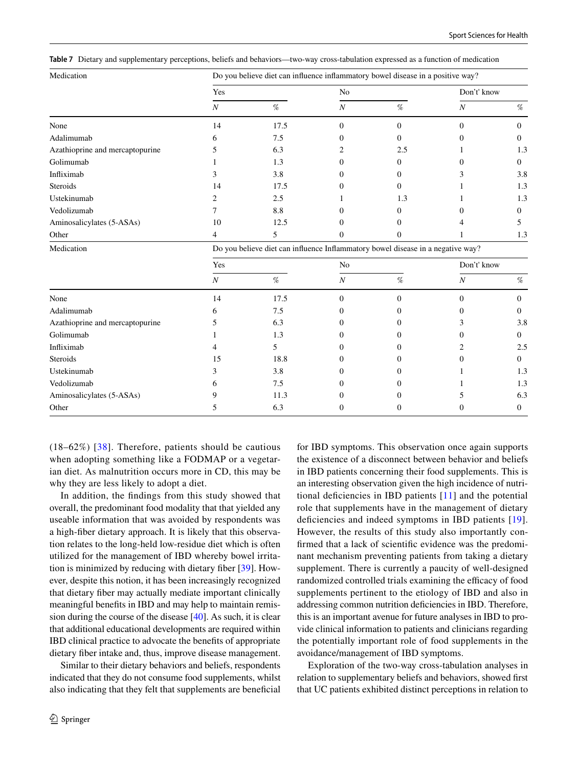**Table 7** Dietary and supplementary perceptions, beliefs and behaviors—two-way cross-tabulation expressed as a function of medication

| Medication | Do you believe diet can influence inflammatory bowel disease in a positive way? | | | | | |
|---|---|---|---|---|---|---|
| | Yes | | No | | Don't' know | |
| | *N* | % | *N* | % | *N* | % |
| None | 14 | 17.5 | 0 | 0 | 0 | 0 |
| Adalimumab | 6 | 7.5 | 0 | 0 | 0 | 0 |
| Azathioprine and mercaptopurine | 5 | 6.3 | 2 | 2.5 | 1 | 1.3 |
| Golimumab | 1 | 1.3 | 0 | 0 | 0 | 0 |
| Infliximab | 3 | 3.8 | 0 | 0 | 3 | 3.8 |
| Steroids | 14 | 17.5 | 0 | 0 | 1 | 1.3 |
| Ustekinumab | 2 | 2.5 | 1 | 1.3 | 1 | 1.3 |
| Vedolizumab | 7 | 8.8 | 0 | 0 | 0 | 0 |
| Aminosalicylates (5-ASAs) | 10 | 12.5 | 0 | 0 | 4 | 5 |
| Other | 4 | 5 | 0 | 0 | 1 | 1.3 |
| **Medication** | **Do you believe diet can influence Inflammatory bowel disease in a negative way?** | | | | | |
| | Yes | | No | | Don't' know | |
| | *N* | % | *N* | % | *N* | % |
| None | 14 | 17.5 | 0 | 0 | 0 | 0 |
| Adalimumab | 6 | 7.5 | 0 | 0 | 0 | 0 |
| Azathioprine and mercaptopurine | 5 | 6.3 | 0 | 0 | 3 | 3.8 |
| Golimumab | 1 | 1.3 | 0 | 0 | 0 | 0 |
| Infliximab | 4 | 5 | 0 | 0 | 2 | 2.5 |
| Steroids | 15 | 18.8 | 0 | 0 | 0 | 0 |
| Ustekinumab | 3 | 3.8 | 0 | 0 | 1 | 1.3 |
| Vedolizumab | 6 | 7.5 | 0 | 0 | 1 | 1.3 |
| Aminosalicylates (5-ASAs) | 9 | 11.3 | 0 | 0 | 5 | 6.3 |
| Other | 5 | 6.3 | 0 | 0 | 0 | 0 |

(18–62%) [38]. Therefore, patients should be cautious when adopting something like a FODMAP or a vegetarian diet. As malnutrition occurs more in CD, this may be why they are less likely to adopt a diet.

In addition, the findings from this study showed that overall, the predominant food modality that that yielded any useable information that was avoided by respondents was a high-fiber dietary approach. It is likely that this observation relates to the long-held low-residue diet which is often utilized for the management of IBD whereby bowel irritation is minimized by reducing with dietary fiber [39]. However, despite this notion, it has been increasingly recognized that dietary fiber may actually mediate important clinically meaningful benefits in IBD and may help to maintain remission during the course of the disease [40]. As such, it is clear that additional educational developments are required within IBD clinical practice to advocate the benefits of appropriate dietary fiber intake and, thus, improve disease management.

Similar to their dietary behaviors and beliefs, respondents indicated that they do not consume food supplements, whilst also indicating that they felt that supplements are beneficial for IBD symptoms. This observation once again supports the existence of a disconnect between behavior and beliefs in IBD patients concerning their food supplements. This is an interesting observation given the high incidence of nutritional deficiencies in IBD patients [11] and the potential role that supplements have in the management of dietary deficiencies and indeed symptoms in IBD patients [19]. However, the results of this study also importantly confirmed that a lack of scientific evidence was the predominant mechanism preventing patients from taking a dietary supplement. There is currently a paucity of well-designed randomized controlled trials examining the efficacy of food supplements pertinent to the etiology of IBD and also in addressing common nutrition deficiencies in IBD. Therefore, this is an important avenue for future analyses in IBD to provide clinical information to patients and clinicians regarding the potentially important role of food supplements in the avoidance/management of IBD symptoms.

Exploration of the two-way cross-tabulation analyses in relation to supplementary beliefs and behaviors, showed first that UC patients exhibited distinct perceptions in relation to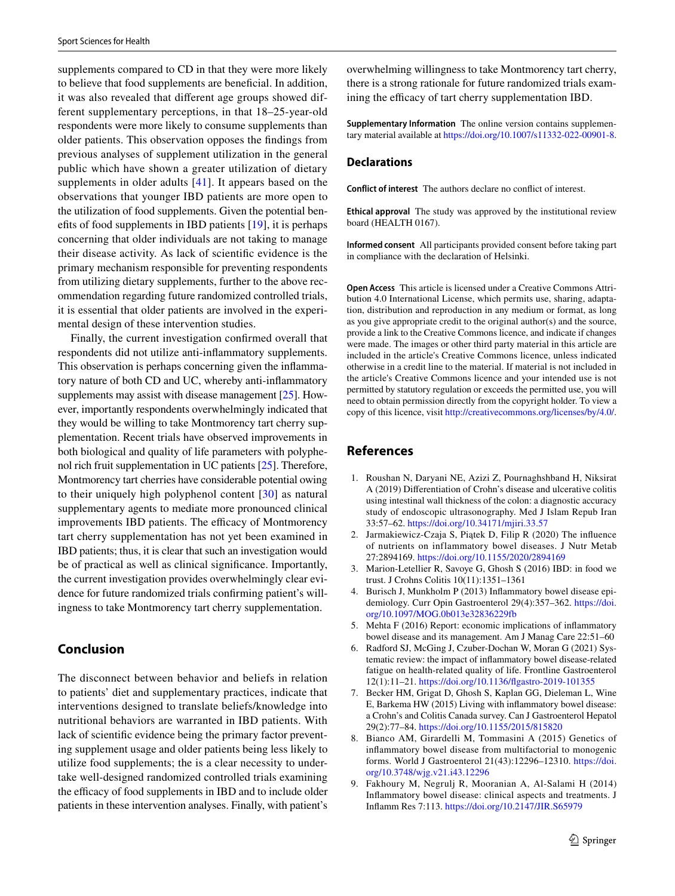supplements compared to CD in that they were more likely to believe that food supplements are beneficial. In addition, it was also revealed that different age groups showed different supplementary perceptions, in that 18–25-year-old respondents were more likely to consume supplements than older patients. This observation opposes the findings from previous analyses of supplement utilization in the general public which have shown a greater utilization of dietary supplements in older adults [41]. It appears based on the observations that younger IBD patients are more open to the utilization of food supplements. Given the potential benefits of food supplements in IBD patients [19], it is perhaps concerning that older individuals are not taking to manage their disease activity. As lack of scientific evidence is the primary mechanism responsible for preventing respondents from utilizing dietary supplements, further to the above recommendation regarding future randomized controlled trials, it is essential that older patients are involved in the experimental design of these intervention studies.

Finally, the current investigation confirmed overall that respondents did not utilize anti-inflammatory supplements. This observation is perhaps concerning given the inflammatory nature of both CD and UC, whereby anti-inflammatory supplements may assist with disease management [25]. However, importantly respondents overwhelmingly indicated that they would be willing to take Montmorency tart cherry supplementation. Recent trials have observed improvements in both biological and quality of life parameters with polyphenol rich fruit supplementation in UC patients [25]. Therefore, Montmorency tart cherries have considerable potential owing to their uniquely high polyphenol content [30] as natural supplementary agents to mediate more pronounced clinical improvements IBD patients. The efficacy of Montmorency tart cherry supplementation has not yet been examined in IBD patients; thus, it is clear that such an investigation would be of practical as well as clinical significance. Importantly, the current investigation provides overwhelmingly clear evidence for future randomized trials confirming patient's willingness to take Montmorency tart cherry supplementation.

## Conclusion

The disconnect between behavior and beliefs in relation to patients' diet and supplementary practices, indicate that interventions designed to translate beliefs/knowledge into nutritional behaviors are warranted in IBD patients. With lack of scientific evidence being the primary factor preventing supplement usage and older patients being less likely to utilize food supplements; the is a clear necessity to undertake well-designed randomized controlled trials examining the efficacy of food supplements in IBD and to include older patients in these intervention analyses. Finally, with patient's overwhelming willingness to take Montmorency tart cherry, there is a strong rationale for future randomized trials examining the efficacy of tart cherry supplementation IBD.

**Supplementary Information** The online version contains supplementary material available at https://doi.org/10.1007/s11332-022-00901-8.

## Declarations

**Conflict of interest** The authors declare no conflict of interest.

**Ethical approval** The study was approved by the institutional review board (HEALTH 0167).

**Informed consent** All participants provided consent before taking part in compliance with the declaration of Helsinki.

**Open Access** This article is licensed under a Creative Commons Attribution 4.0 International License, which permits use, sharing, adaptation, distribution and reproduction in any medium or format, as long as you give appropriate credit to the original author(s) and the source, provide a link to the Creative Commons licence, and indicate if changes were made. The images or other third party material in this article are included in the article's Creative Commons licence, unless indicated otherwise in a credit line to the material. If material is not included in the article's Creative Commons licence and your intended use is not permitted by statutory regulation or exceeds the permitted use, you will need to obtain permission directly from the copyright holder. To view a copy of this licence, visit http://creativecommons.org/licenses/by/4.0/.

## References

1. Roushan N, Daryani NE, Azizi Z, Pournaghshband H, Niksirat A (2019) Differentiation of Crohn's disease and ulcerative colitis using intestinal wall thickness of the colon: a diagnostic accuracy study of endoscopic ultrasonography. Med J Islam Repub Iran 33:57–62. https://doi.org/10.34171/mjiri.33.57
2. Jarmakiewicz-Czaja S, Piątek D, Filip R (2020) The influence of nutrients on inflammatory bowel diseases. J Nutr Metab 27:2894169. https://doi.org/10.1155/2020/2894169
3. Marion-Letellier R, Savoye G, Ghosh S (2016) IBD: in food we trust. J Crohns Colitis 10(11):1351–1361
4. Burisch J, Munkholm P (2013) Inflammatory bowel disease epidemiology. Curr Opin Gastroenterol 29(4):357–362. https://doi.org/10.1097/MOG.0b013e32836229fb
5. Mehta F (2016) Report: economic implications of inflammatory bowel disease and its management. Am J Manag Care 22:51–60
6. Radford SJ, McGing J, Czuber-Dochan W, Moran G (2021) Systematic review: the impact of inflammatory bowel disease-related fatigue on health-related quality of life. Frontline Gastroenterol 12(1):11–21. https://doi.org/10.1136/flgastro-2019-101355
7. Becker HM, Grigat D, Ghosh S, Kaplan GG, Dieleman L, Wine E, Barkema HW (2015) Living with inflammatory bowel disease: a Crohn's and Colitis Canada survey. Can J Gastroenterol Hepatol 29(2):77–84. https://doi.org/10.1155/2015/815820
8. Bianco AM, Girardelli M, Tommasini A (2015) Genetics of inflammatory bowel disease from multifactorial to monogenic forms. World J Gastroenterol 21(43):12296–12310. https://doi.org/10.3748/wjg.v21.i43.12296
9. Fakhoury M, Negrulj R, Mooranian A, Al-Salami H (2014) Inflammatory bowel disease: clinical aspects and treatments. J Inflamm Res 7:113. https://doi.org/10.2147/JIR.S65979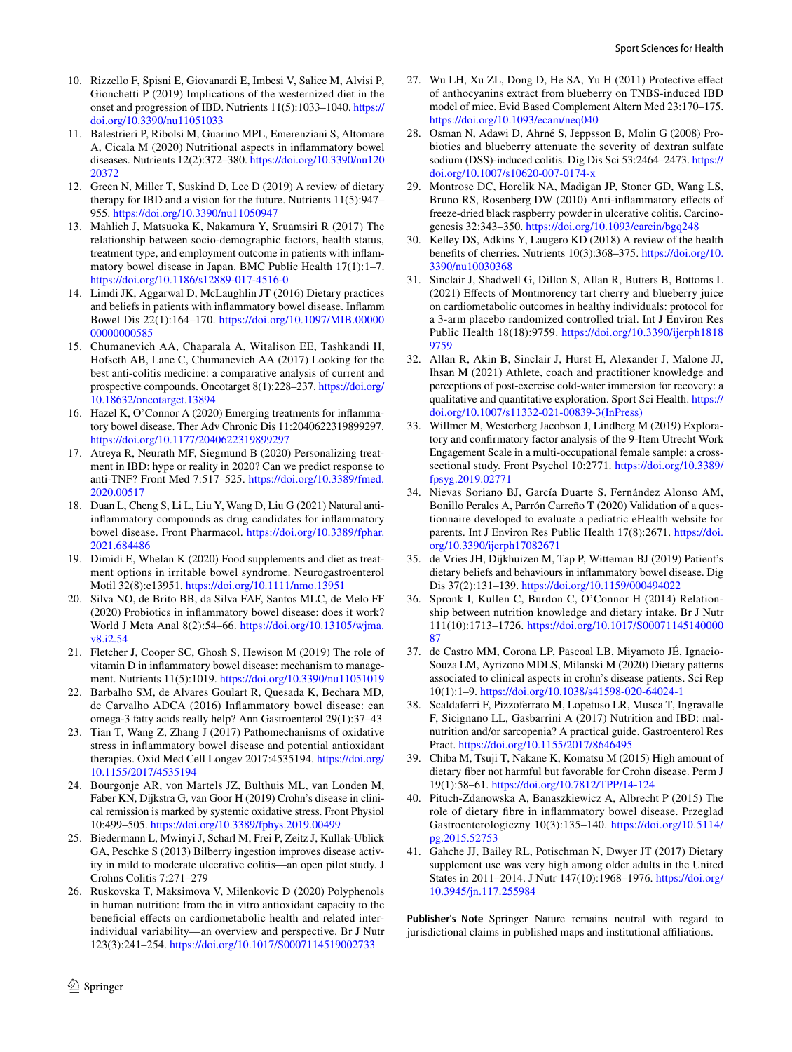10. Rizzello F, Spisni E, Giovanardi E, Imbesi V, Salice M, Alvisi P, Gionchetti P (2019) Implications of the westernized diet in the onset and progression of IBD. Nutrients 11(5):1033–1040. https://doi.org/10.3390/nu11051033
11. Balestrieri P, Ribolsi M, Guarino MPL, Emerenziani S, Altomare A, Cicala M (2020) Nutritional aspects in inflammatory bowel diseases. Nutrients 12(2):372–380. https://doi.org/10.3390/nu12020372
12. Green N, Miller T, Suskind D, Lee D (2019) A review of dietary therapy for IBD and a vision for the future. Nutrients 11(5):947–955. https://doi.org/10.3390/nu11050947
13. Mahlich J, Matsuoka K, Nakamura Y, Sruamsiri R (2017) The relationship between socio-demographic factors, health status, treatment type, and employment outcome in patients with inflammatory bowel disease in Japan. BMC Public Health 17(1):1–7. https://doi.org/10.1186/s12889-017-4516-0
14. Limdi JK, Aggarwal D, McLaughlin JT (2016) Dietary practices and beliefs in patients with inflammatory bowel disease. Inflamm Bowel Dis 22(1):164–170. https://doi.org/10.1097/MIB.0000000000000585
15. Chumanevich AA, Chaparala A, Witalison EE, Tashkandi H, Hofseth AB, Lane C, Chumanevich AA (2017) Looking for the best anti-colitis medicine: a comparative analysis of current and prospective compounds. Oncotarget 8(1):228–237. https://doi.org/10.18632/oncotarget.13894
16. Hazel K, O'Connor A (2020) Emerging treatments for inflammatory bowel disease. Ther Adv Chronic Dis 11:2040622319899297. https://doi.org/10.1177/2040622319899297
17. Atreya R, Neurath MF, Siegmund B (2020) Personalizing treatment in IBD: hype or reality in 2020? Can we predict response to anti-TNF? Front Med 7:517–525. https://doi.org/10.3389/fmed.2020.00517
18. Duan L, Cheng S, Li L, Liu Y, Wang D, Liu G (2021) Natural anti-inflammatory compounds as drug candidates for inflammatory bowel disease. Front Pharmacol. https://doi.org/10.3389/fphar.2021.684486
19. Dimidi E, Whelan K (2020) Food supplements and diet as treatment options in irritable bowel syndrome. Neurogastroenterol Motil 32(8):e13951. https://doi.org/10.1111/nmo.13951
20. Silva NO, de Brito BB, da Silva FAF, Santos MLC, de Melo FF (2020) Probiotics in inflammatory bowel disease: does it work? World J Meta Anal 8(2):54–66. https://doi.org/10.13105/wjma.v8.i2.54
21. Fletcher J, Cooper SC, Ghosh S, Hewison M (2019) The role of vitamin D in inflammatory bowel disease: mechanism to management. Nutrients 11(5):1019. https://doi.org/10.3390/nu11051019
22. Barbalho SM, de Alvares Goulart R, Quesada K, Bechara MD, de Carvalho ADCA (2016) Inflammatory bowel disease: can omega-3 fatty acids really help? Ann Gastroenterol 29(1):37–43
23. Tian T, Wang Z, Zhang J (2017) Pathomechanisms of oxidative stress in inflammatory bowel disease and potential antioxidant therapies. Oxid Med Cell Longev 2017:4535194. https://doi.org/10.1155/2017/4535194
24. Bourgonje AR, von Martels JZ, Bulthuis ML, van Londen M, Faber KN, Dijkstra G, van Goor H (2019) Crohn's disease in clinical remission is marked by systemic oxidative stress. Front Physiol 10:499–505. https://doi.org/10.3389/fphys.2019.00499
25. Biedermann L, Mwinyi J, Scharl M, Frei P, Zeitz J, Kullak-Ublick GA, Peschke S (2013) Bilberry ingestion improves disease activity in mild to moderate ulcerative colitis—an open pilot study. J Crohns Colitis 7:271–279
26. Ruskovska T, Maksimova V, Milenkovic D (2020) Polyphenols in human nutrition: from the in vitro antioxidant capacity to the beneficial effects on cardiometabolic health and related inter-individual variability—an overview and perspective. Br J Nutr 123(3):241–254. https://doi.org/10.1017/S0007114519002733
27. Wu LH, Xu ZL, Dong D, He SA, Yu H (2011) Protective effect of anthocyanins extract from blueberry on TNBS-induced IBD model of mice. Evid Based Complement Altern Med 23:170–175. https://doi.org/10.1093/ecam/neq040
28. Osman N, Adawi D, Ahrné S, Jeppsson B, Molin G (2008) Probiotics and blueberry attenuate the severity of dextran sulfate sodium (DSS)-induced colitis. Dig Dis Sci 53:2464–2473. https://doi.org/10.1007/s10620-007-0174-x
29. Montrose DC, Horelik NA, Madigan JP, Stoner GD, Wang LS, Bruno RS, Rosenberg DW (2010) Anti-inflammatory effects of freeze-dried black raspberry powder in ulcerative colitis. Carcinogenesis 32:343–350. https://doi.org/10.1093/carcin/bgq248
30. Kelley DS, Adkins Y, Laugero KD (2018) A review of the health benefits of cherries. Nutrients 10(3):368–375. https://doi.org/10.3390/nu10030368
31. Sinclair J, Shadwell G, Dillon S, Allan R, Butters B, Bottoms L (2021) Effects of Montmorency tart cherry and blueberry juice on cardiometabolic outcomes in healthy individuals: protocol for a 3-arm placebo randomized controlled trial. Int J Environ Res Public Health 18(18):9759. https://doi.org/10.3390/ijerph18189759
32. Allan R, Akin B, Sinclair J, Hurst H, Alexander J, Malone JJ, Ihsan M (2021) Athlete, coach and practitioner knowledge and perceptions of post-exercise cold-water immersion for recovery: a qualitative and quantitative exploration. Sport Sci Health. https://doi.org/10.1007/s11332-021-00839-3(InPress)
33. Willmer M, Westerberg Jacobson J, Lindberg M (2019) Exploratory and confirmatory factor analysis of the 9-Item Utrecht Work Engagement Scale in a multi-occupational female sample: a cross-sectional study. Front Psychol 10:2771. https://doi.org/10.3389/fpsyg.2019.02771
34. Nievas Soriano BJ, García Duarte S, Fernández Alonso AM, Bonillo Perales A, Parrón Carreño T (2020) Validation of a questionnaire developed to evaluate a pediatric eHealth website for parents. Int J Environ Res Public Health 17(8):2671. https://doi.org/10.3390/ijerph17082671
35. de Vries JH, Dijkhuizen M, Tap P, Witteman BJ (2019) Patient's dietary beliefs and behaviours in inflammatory bowel disease. Dig Dis 37(2):131–139. https://doi.org/10.1159/000494022
36. Spronk I, Kullen C, Burdon C, O'Connor H (2014) Relationship between nutrition knowledge and dietary intake. Br J Nutr 111(10):1713–1726. https://doi.org/10.1017/S0007114514000087
37. de Castro MM, Corona LP, Pascoal LB, Miyamoto JÉ, Ignacio-Souza LM, Ayrizono MDLS, Milanski M (2020) Dietary patterns associated to clinical aspects in crohn's disease patients. Sci Rep 10(1):1–9. https://doi.org/10.1038/s41598-020-64024-1
38. Scaldaferri F, Pizzoferrato M, Lopetuso LR, Musca T, Ingravalle F, Sicignano LL, Gasbarrini A (2017) Nutrition and IBD: malnutrition and/or sarcopenia? A practical guide. Gastroenterol Res Pract. https://doi.org/10.1155/2017/8646495
39. Chiba M, Tsuji T, Nakane K, Komatsu M (2015) High amount of dietary fiber not harmful but favorable for Crohn disease. Perm J 19(1):58–61. https://doi.org/10.7812/TPP/14-124
40. Pituch-Zdanowska A, Banaszkiewicz A, Albrecht P (2015) The role of dietary fibre in inflammatory bowel disease. Przeglad Gastroenterologiczny 10(3):135–140. https://doi.org/10.5114/pg.2015.52753
41. Gahche JJ, Bailey RL, Potischman N, Dwyer JT (2017) Dietary supplement use was very high among older adults in the United States in 2011–2014. J Nutr 147(10):1968–1976. https://doi.org/10.3945/jn.117.255984

**Publisher's Note** Springer Nature remains neutral with regard to jurisdictional claims in published maps and institutional affiliations.